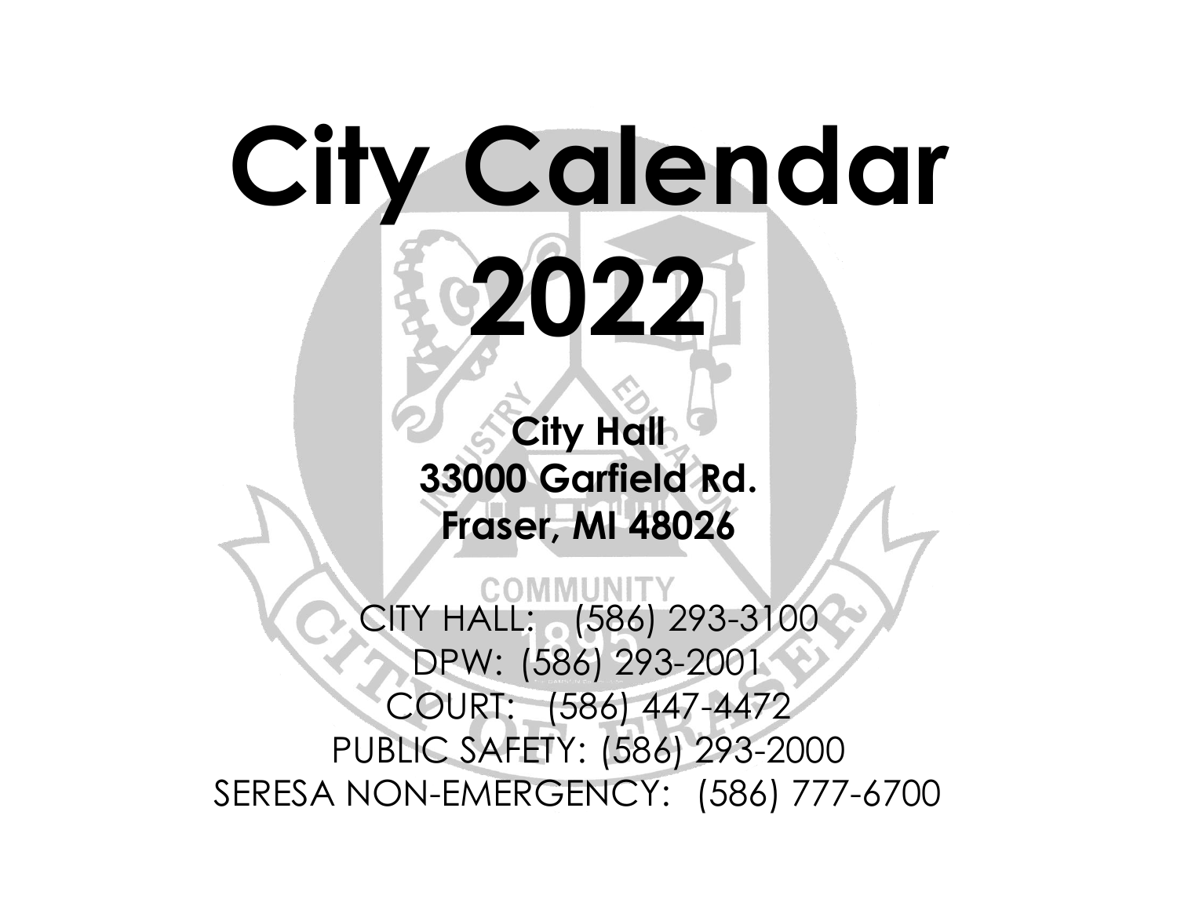# City Calendar 2022

**City Hall**
**33000 Garfield Rd.**
**Fraser, MI 48026**

CITY HALL: (586) 293-3100
DPW: (586) 293-2001
COURT: (586) 447-4472
PUBLIC SAFETY: (586) 293-2000
SERESA NON-EMERGENCY: (586) 777-6700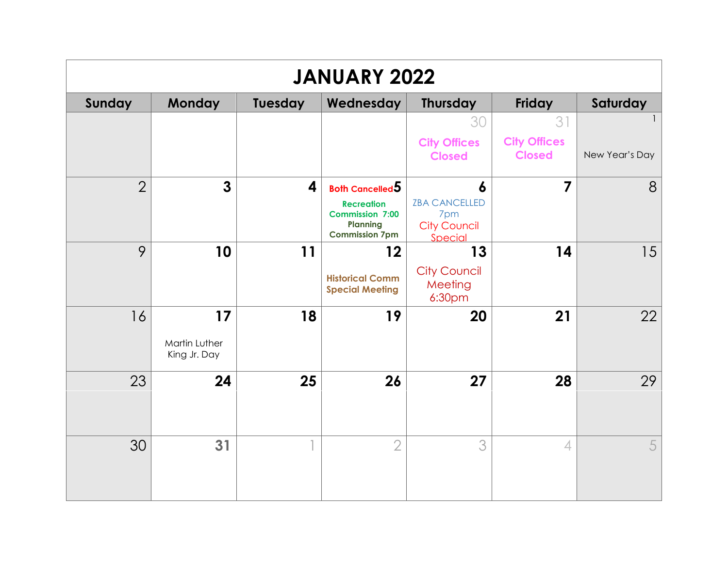# JANUARY 2022

| Sunday | Monday | Tuesday | Wednesday | Thursday | Friday | Saturday |
|---|---|---|---|---|---|---|
| | | | | 30 City Offices Closed | 31 City Offices Closed | 1 New Year's Day |
| 2 | 3 | 4 | 5 Both Cancelled Recreation Commission 7:00 Planning Commission 7pm | 6 ZBA CANCELLED 7pm City Council Special | 7 | 8 |
| 9 | 10 | 11 | 12 Historical Comm Special Meeting | 13 City Council Meeting 6:30pm | 14 | 15 |
| 16 | 17 Martin Luther King Jr. Day | 18 | 19 | 20 | 21 | 22 |
| 23 | 24 | 25 | 26 | 27 | 28 | 29 |
| 30 | 31 | 1 | 2 | 3 | 4 | 5 |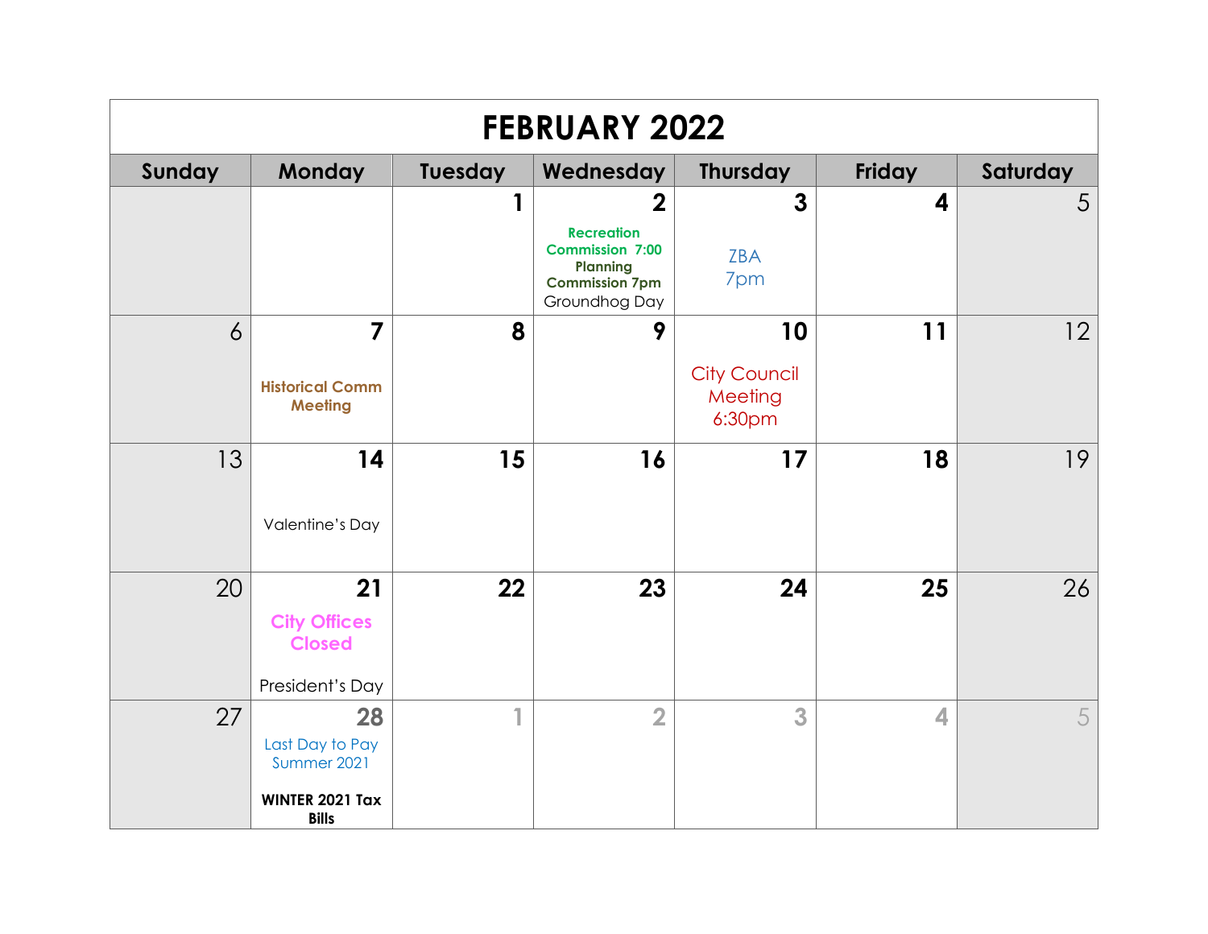# FEBRUARY 2022

| Sunday | Monday | Tuesday | Wednesday | Thursday | Friday | Saturday |
|---|---|---|---|---|---|---|
| | | 1 | 2 **Recreation Commission 7:00** **Planning Commission 7pm** Groundhog Day | 3 ZBA 7pm | 4 | 5 |
| 6 | 7 **Historical Comm Meeting** | 8 | 9 | 10 City Council Meeting 6:30pm | 11 | 12 |
| 13 | 14 Valentine's Day | 15 | 16 | 17 | 18 | 19 |
| 20 | 21 **City Offices Closed** President's Day | 22 | 23 | 24 | 25 | 26 |
| 27 | 28 Last Day to Pay Summer 2021 **WINTER 2021 Tax Bills** | 1 | 2 | 3 | 4 | 5 |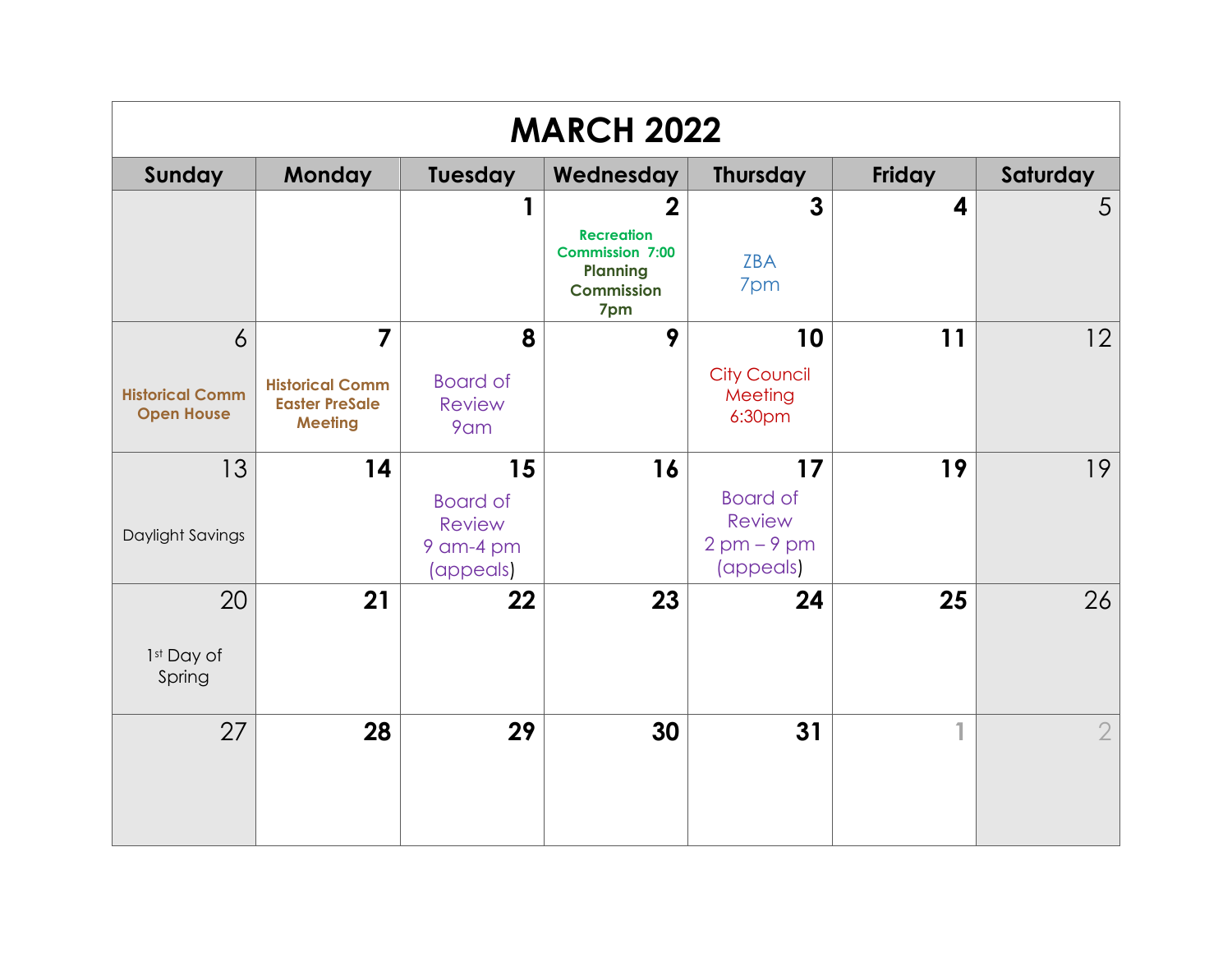# MARCH 2022

| Sunday | Monday | Tuesday | Wednesday | Thursday | Friday | Saturday |
|---|---|---|---|---|---|---|
| | | 1 | 2<br>Recreation Commission 7:00<br>Planning Commission 7pm | 3<br>ZBA 7pm | 4 | 5 |
| 6<br>Historical Comm Open House | 7<br>Historical Comm Easter PreSale Meeting | 8<br>Board of Review 9am | 9 | 10<br>City Council Meeting 6:30pm | 11 | 12 |
| 13<br>Daylight Savings | 14 | 15<br>Board of Review 9 am-4 pm (appeals) | 16 | 17<br>Board of Review 2 pm – 9 pm (appeals) | 19 | 19 |
| 20<br>1st Day of Spring | 21 | 22 | 23 | 24 | 25 | 26 |
| 27 | 28 | 29 | 30 | 31 | 1 | 2 |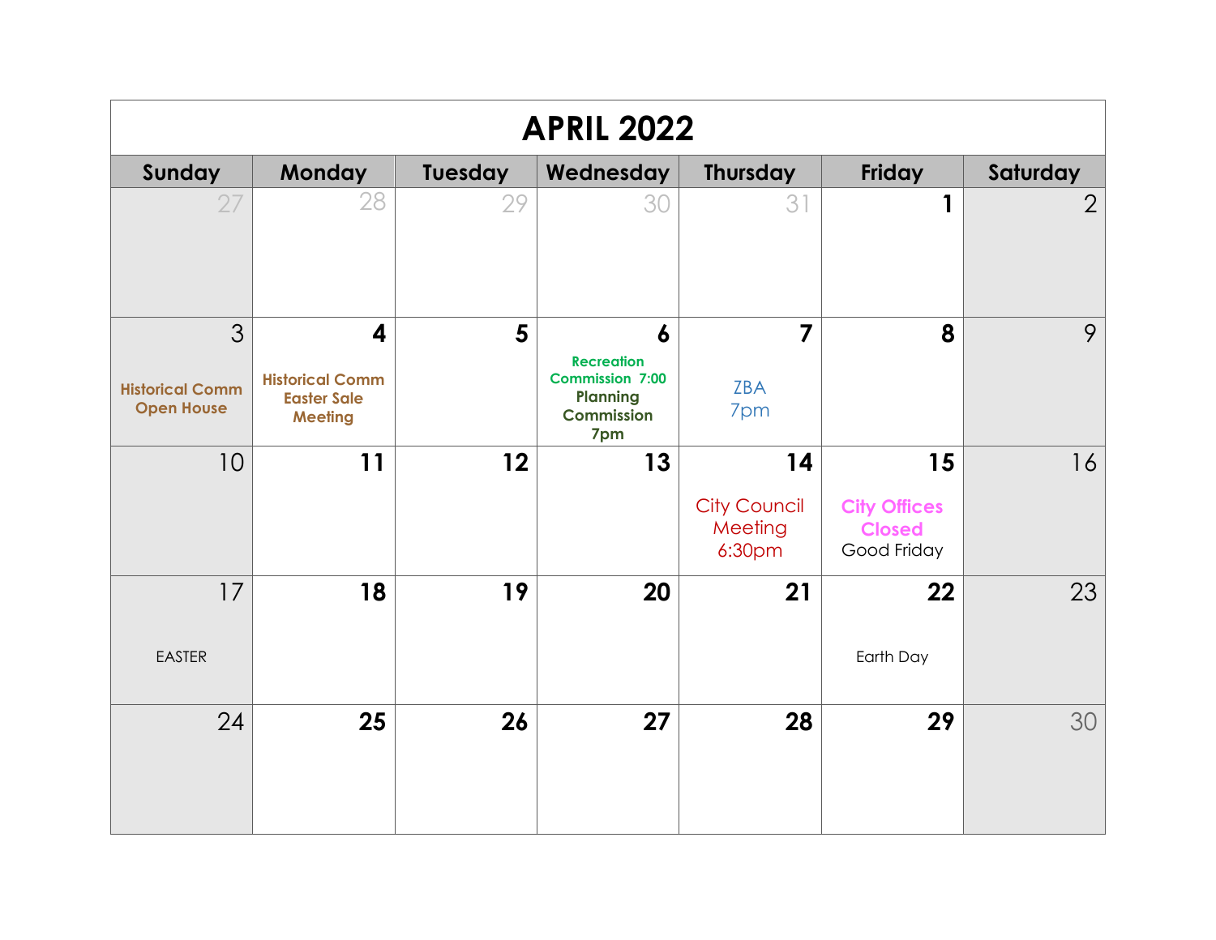# APRIL 2022

| Sunday | Monday | Tuesday | Wednesday | Thursday | Friday | Saturday |
|---|---|---|---|---|---|---|
| 27 | 28 | 29 | 30 | 31 | 1 | 2 |
| 3<br>Historical Comm Open House | 4<br>Historical Comm Easter Sale Meeting | 5 | 6<br>Recreation Commission 7:00<br>Planning Commission 7pm | 7<br>ZBA 7pm | 8 | 9 |
| 10 | 11 | 12 | 13 | 14<br>City Council Meeting 6:30pm | 15<br>City Offices Closed<br>Good Friday | 16 |
| 17<br>EASTER | 18 | 19 | 20 | 21 | 22<br>Earth Day | 23 |
| 24 | 25 | 26 | 27 | 28 | 29 | 30 |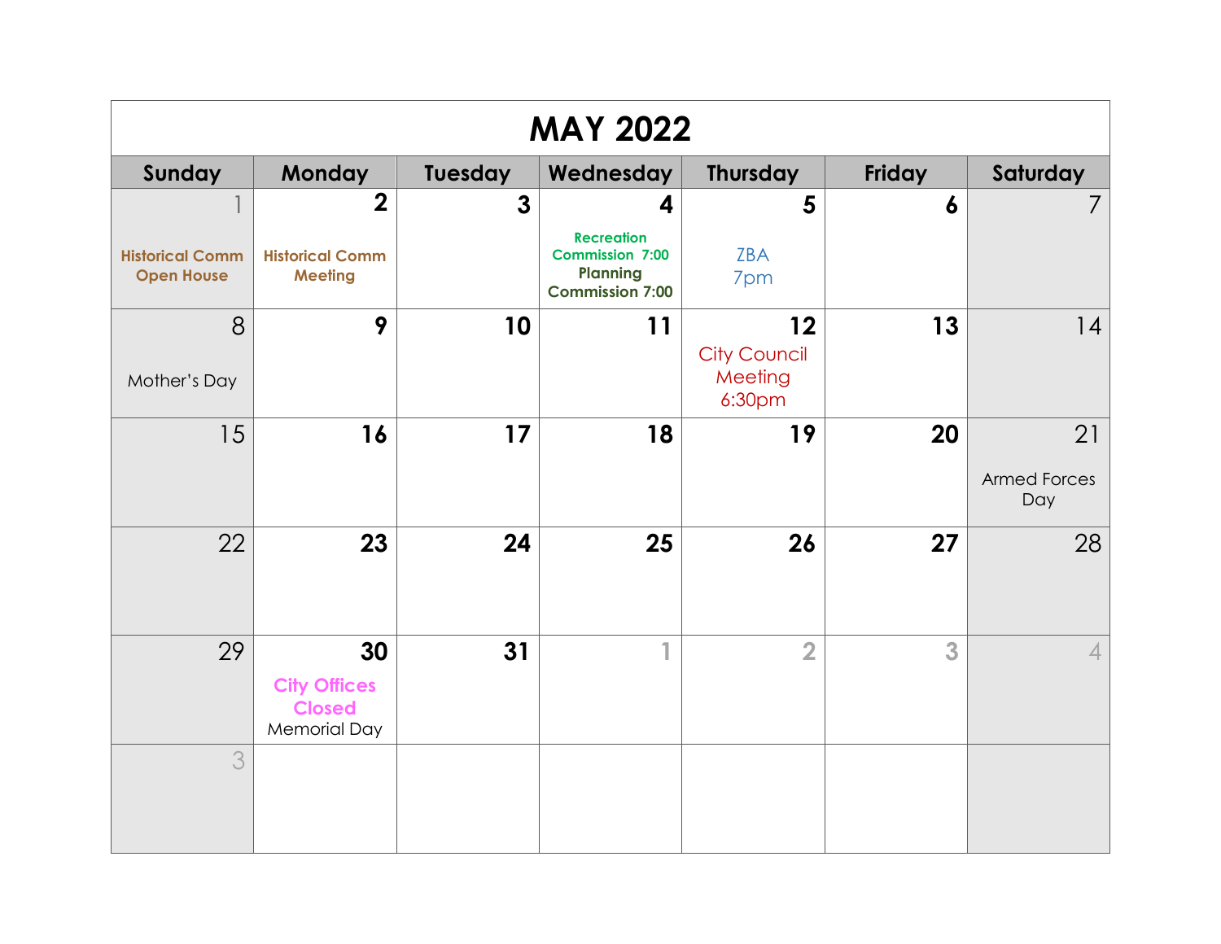# MAY 2022

| Sunday | Monday | Tuesday | Wednesday | Thursday | Friday | Saturday |
|---|---|---|---|---|---|---|
| 1<br>Historical Comm Open House | 2<br>Historical Comm Meeting | 3 | 4<br>Recreation Commission 7:00<br>Planning Commission 7:00 | 5<br>ZBA 7pm | 6 | 7 |
| 8<br>Mother's Day | 9 | 10 | 11 | 12<br>City Council Meeting 6:30pm | 13 | 14 |
| 15 | 16 | 17 | 18 | 19 | 20 | 21<br>Armed Forces Day |
| 22 | 23 | 24 | 25 | 26 | 27 | 28 |
| 29 | 30<br>City Offices Closed<br>Memorial Day | 31 | 1 | 2 | 3 | 4 |
| 3 | | | | | | |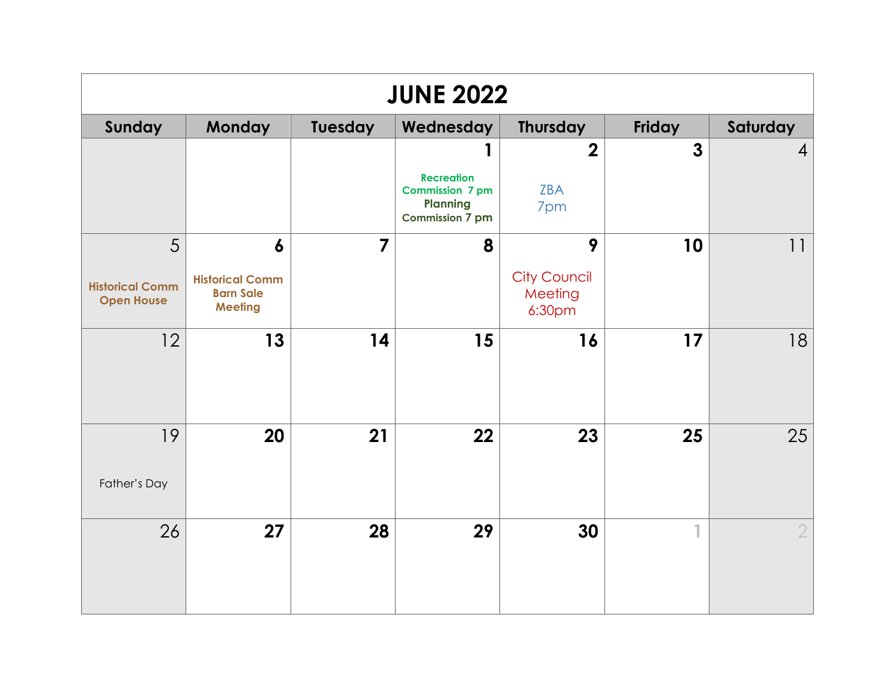# JUNE 2022

| Sunday | Monday | Tuesday | Wednesday | Thursday | Friday | Saturday |
|---|---|---|---|---|---|---|
| | | | 1 Recreation Commission 7 pm Planning Commission 7 pm | 2 ZBA 7pm | 3 | 4 |
| 5 Historical Comm Open House | 6 Historical Comm Barn Sale Meeting | 7 | 8 | 9 City Council Meeting 6:30pm | 10 | 11 |
| 12 | 13 | 14 | 15 | 16 | 17 | 18 |
| 19 Father's Day | 20 | 21 | 22 | 23 | 25 | 25 |
| 26 | 27 | 28 | 29 | 30 | 1 | 2 |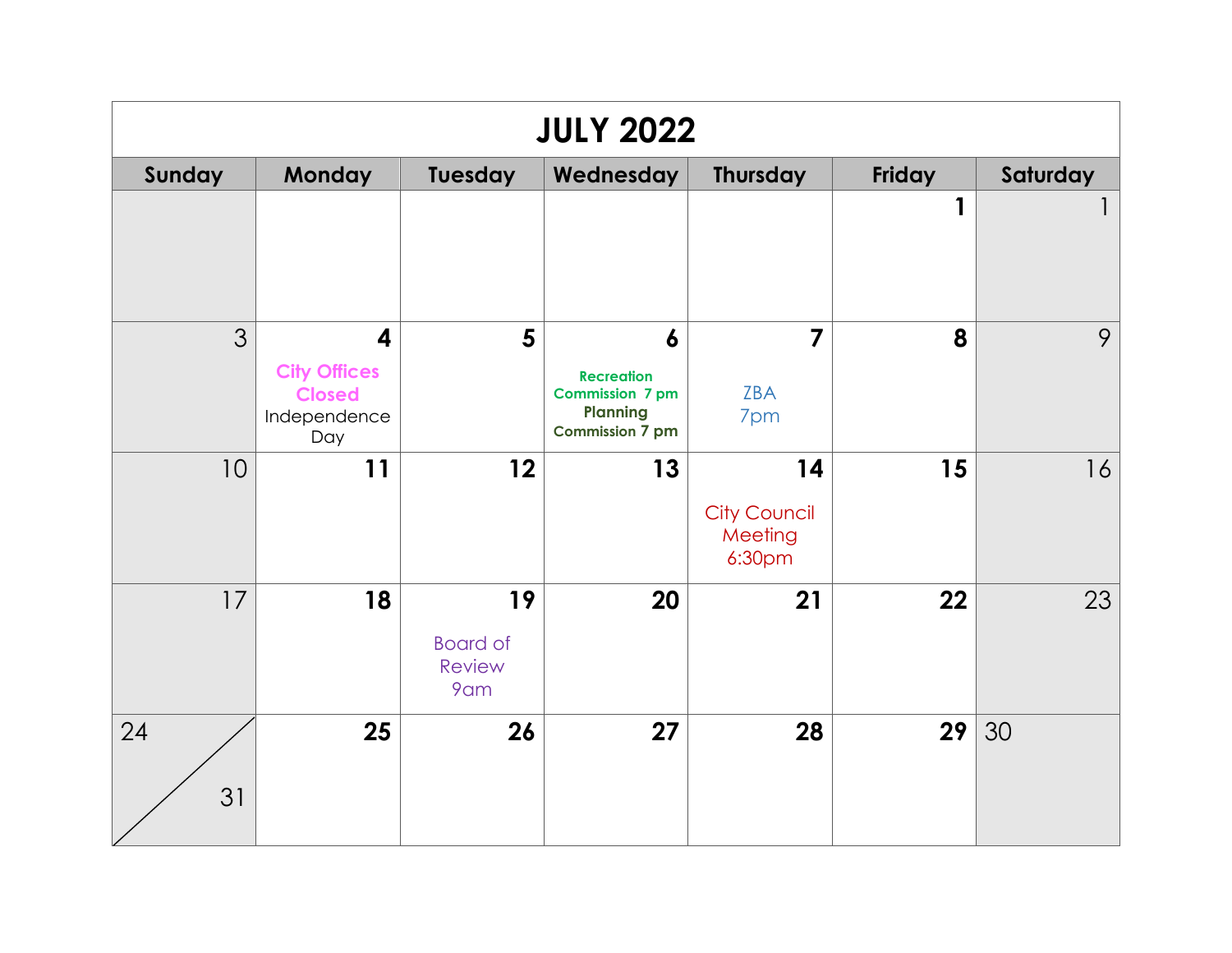# JULY 2022

| Sunday | Monday | Tuesday | Wednesday | Thursday | Friday | Saturday |
|---|---|---|---|---|---|---|
| | | | | | 1 | 1 |
| 3 | 4 City Offices Closed Independence Day | 5 | 6 Recreation Commission 7 pm Planning Commission 7 pm | 7 ZBA 7pm | 8 | 9 |
| 10 | 11 | 12 | 13 | 14 City Council Meeting 6:30pm | 15 | 16 |
| 17 | 18 | 19 Board of Review 9am | 20 | 21 | 22 | 23 |
| 24 / 31 | 25 | 26 | 27 | 28 | 29 | 30 |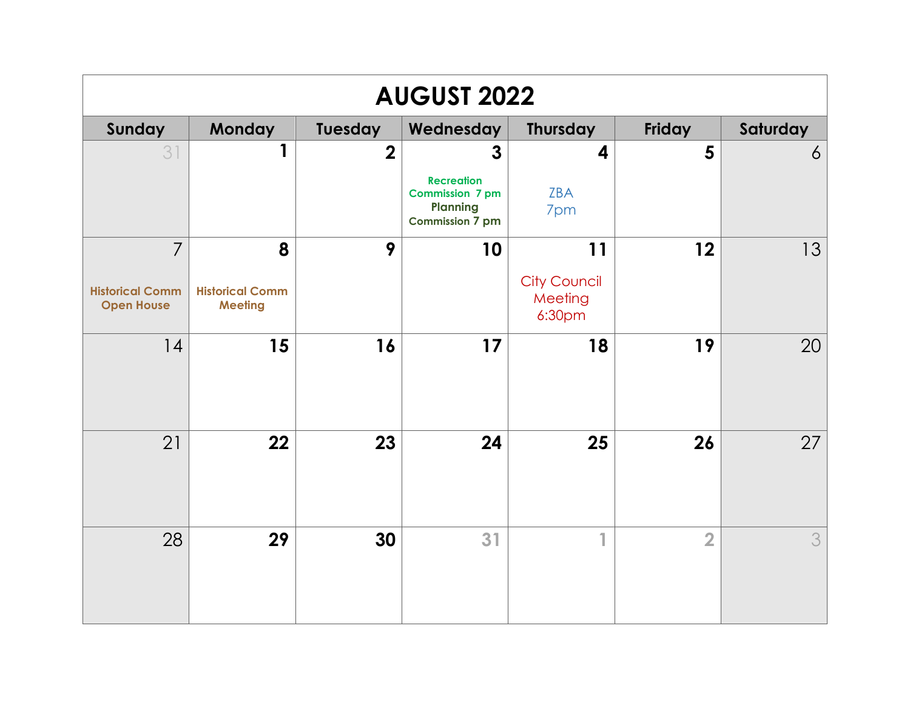# AUGUST 2022

| Sunday | Monday | Tuesday | Wednesday | Thursday | Friday | Saturday |
|---|---|---|---|---|---|---|
| 31 | 1 | 2 | 3<br>Recreation Commission 7 pm<br>Planning Commission 7 pm | 4<br>ZBA 7pm | 5 | 6 |
| 7<br>Historical Comm Open House | 8<br>Historical Comm Meeting | 9 | 10 | 11<br>City Council Meeting 6:30pm | 12 | 13 |
| 14 | 15 | 16 | 17 | 18 | 19 | 20 |
| 21 | 22 | 23 | 24 | 25 | 26 | 27 |
| 28 | 29 | 30 | 31 | 1 | 2 | 3 |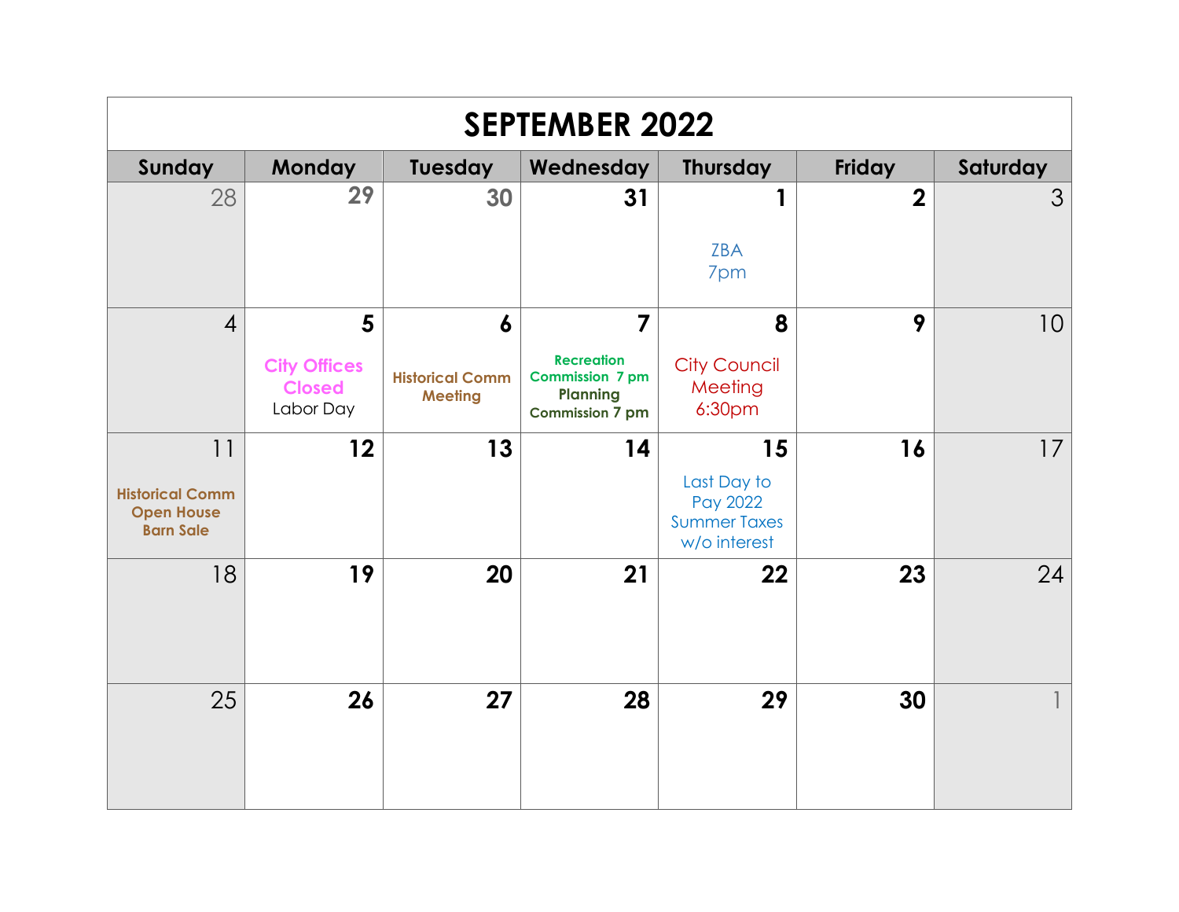# SEPTEMBER 2022

| Sunday | Monday | Tuesday | Wednesday | Thursday | Friday | Saturday |
|---|---|---|---|---|---|---|
| 28 | 29 | 30 | 31 | 1<br>ZBA 7pm | 2 | 3 |
| 4 | 5<br>City Offices Closed<br>Labor Day | 6<br>Historical Comm Meeting | 7<br>Recreation Commission 7 pm<br>Planning Commission 7 pm | 8<br>City Council Meeting 6:30pm | 9 | 10 |
| 11<br>Historical Comm Open House Barn Sale | 12 | 13 | 14 | 15<br>Last Day to Pay 2022 Summer Taxes w/o interest | 16 | 17 |
| 18 | 19 | 20 | 21 | 22 | 23 | 24 |
| 25 | 26 | 27 | 28 | 29 | 30 | 1 |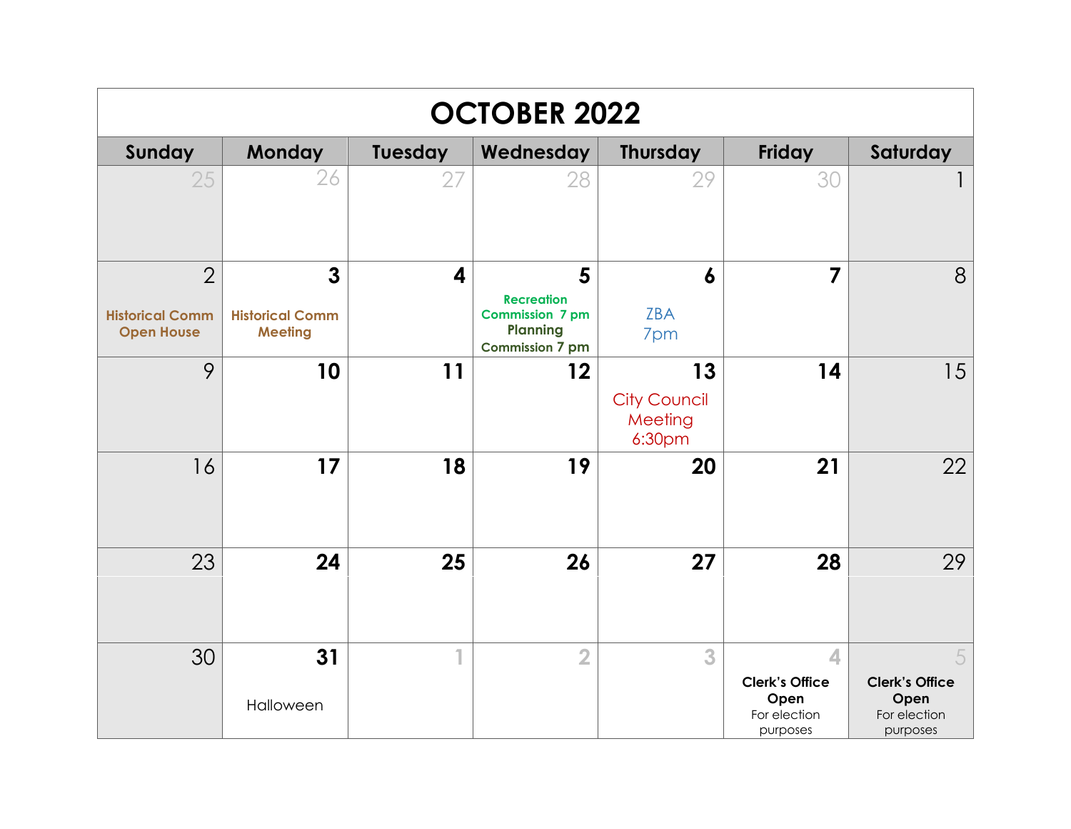# OCTOBER 2022

| Sunday | Monday | Tuesday | Wednesday | Thursday | Friday | Saturday |
|---|---|---|---|---|---|---|
| 25 | 26 | 27 | 28 | 29 | 30 | 1 |
| 2 Historical Comm Open House | 3 Historical Comm Meeting | 4 | 5 Recreation Commission 7 pm Planning Commission 7 pm | 6 ZBA 7pm | 7 | 8 |
| 9 | 10 | 11 | 12 | 13 City Council Meeting 6:30pm | 14 | 15 |
| 16 | 17 | 18 | 19 | 20 | 21 | 22 |
| 23 | 24 | 25 | 26 | 27 | 28 | 29 |
| 30 | 31 Halloween | 1 | 2 | 3 | 4 **Clerk's Office Open** For election purposes | 5 **Clerk's Office Open** For election purposes |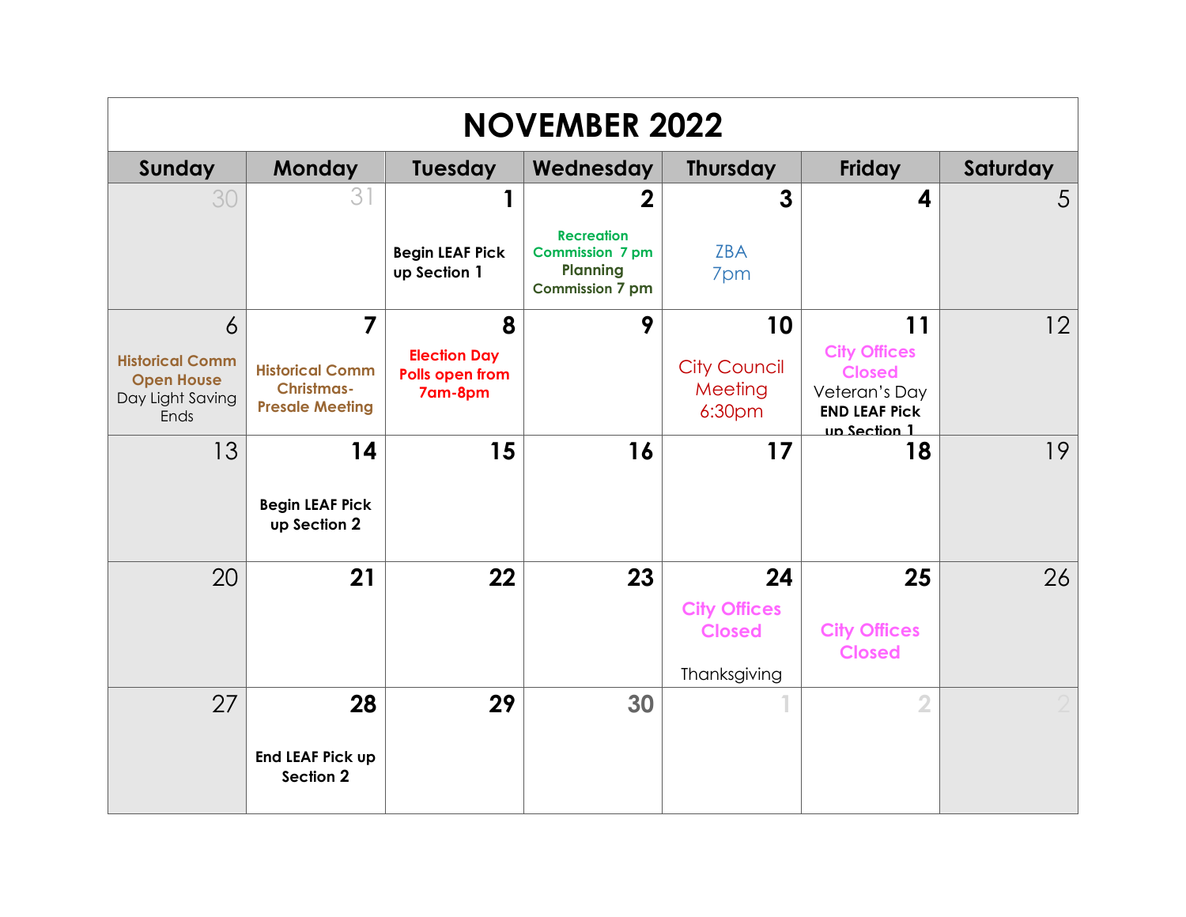# NOVEMBER 2022

| Sunday | Monday | Tuesday | Wednesday | Thursday | Friday | Saturday |
|---|---|---|---|---|---|---|
| 30 | 31 | 1 Begin LEAF Pick up Section 1 | 2 Recreation Commission 7 pm Planning Commission 7 pm | 3 ZBA 7pm | 4 | 5 |
| 6 Historical Comm Open House Day Light Saving Ends | 7 Historical Comm Christmas-Presale Meeting | 8 Election Day Polls open from 7am-8pm | 9 | 10 City Council Meeting 6:30pm | 11 City Offices Closed Veteran's Day END LEAF Pick up Section 1 | 12 |
| 13 | 14 Begin LEAF Pick up Section 2 | 15 | 16 | 17 | 18 | 19 |
| 20 | 21 | 22 | 23 | 24 City Offices Closed Thanksgiving | 25 City Offices Closed | 26 |
| 27 | 28 End LEAF Pick up Section 2 | 29 | 30 | 1 | 2 | 2 |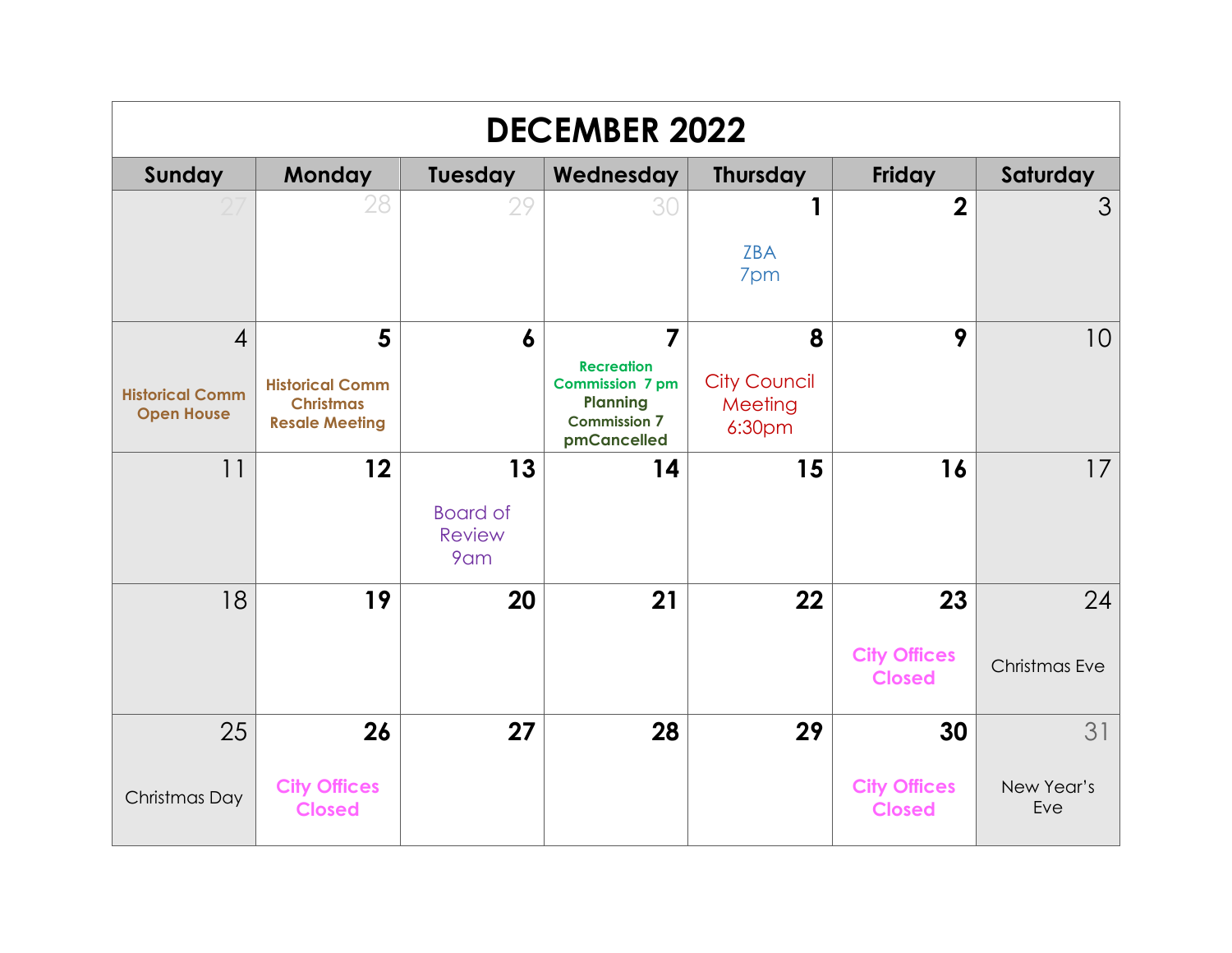# DECEMBER 2022

| Sunday | Monday | Tuesday | Wednesday | Thursday | Friday | Saturday |
|---|---|---|---|---|---|---|
| 27 | 28 | 29 | 30 | 1<br>ZBA 7pm | 2 | 3 |
| 4<br>Historical Comm Open House | 5<br>Historical Comm Christmas Resale Meeting | 6 | 7<br>Recreation Commission 7 pm<br>Planning Commission 7 pmCancelled | 8<br>City Council Meeting 6:30pm | 9 | 10 |
| 11 | 12 | 13<br>Board of Review 9am | 14 | 15 | 16 | 17 |
| 18 | 19 | 20 | 21 | 22 | 23<br>City Offices Closed | 24<br>Christmas Eve |
| 25<br>Christmas Day | 26<br>City Offices Closed | 27 | 28 | 29 | 30<br>City Offices Closed | 31<br>New Year's Eve |